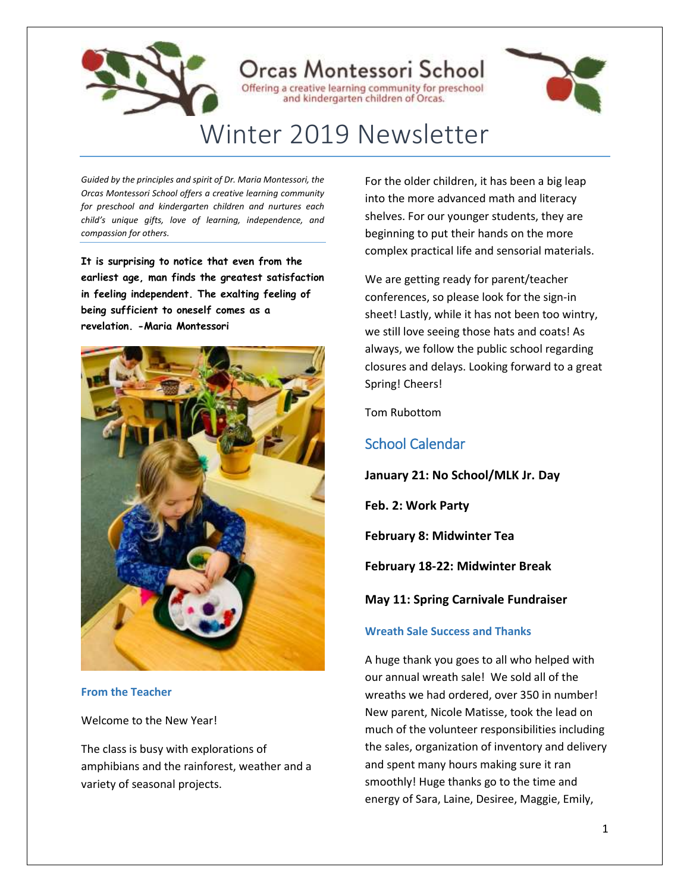# Orcas Montessori School

Offering a creative learning community for preschool and kindergarten children of Orcas.

# Winter 2019 Newsletter

*Guided by the principles and spirit of Dr. Maria Montessori, the Orcas Montessori School offers a creative learning community for preschool and kindergarten children and nurtures each child's unique gifts, love of learning, independence, and compassion for others.*

**It is surprising to notice that even from the earliest age, man finds the greatest satisfaction in feeling independent. The exalting feeling of being sufficient to oneself comes as a revelation. -Maria Montessori**

### From the Teacher

Welcome to the New Year!

The class is busy with explorations of amphibians and the rainforest, weather and a variety of seasonal projects.

For the older children, it has been a big leap into the more advanced math and literacy shelves. For our younger students, they are beginning to put their hands on the more complex practical life and sensorial materials.

We are getting ready for parent/teacher conferences, so please look for the sign-in sheet! Lastly, while it has not been too wintry, we still love seeing those hats and coats! As always, we follow the public school regarding closures and delays. Looking forward to a great Spring! Cheers!

Tom Rubottom

## School Calendar

**January 21: No School/MLK Jr. Day**

**Feb. 2: Work Party**

**February 8: Midwinter Tea**

**February 18-22: Midwinter Break**

**May 11: Spring Carnivale Fundraiser**

### Wreath Sale Success and Thanks

A huge thank you goes to all who helped with our annual wreath sale! We sold all of the wreaths we had ordered, over 350 in number! New parent, Nicole Matisse, took the lead on much of the volunteer responsibilities including the sales, organization of inventory and delivery and spent many hours making sure it ran smoothly! Huge thanks go to the time and energy of Sara, Laine, Desiree, Maggie, Emily,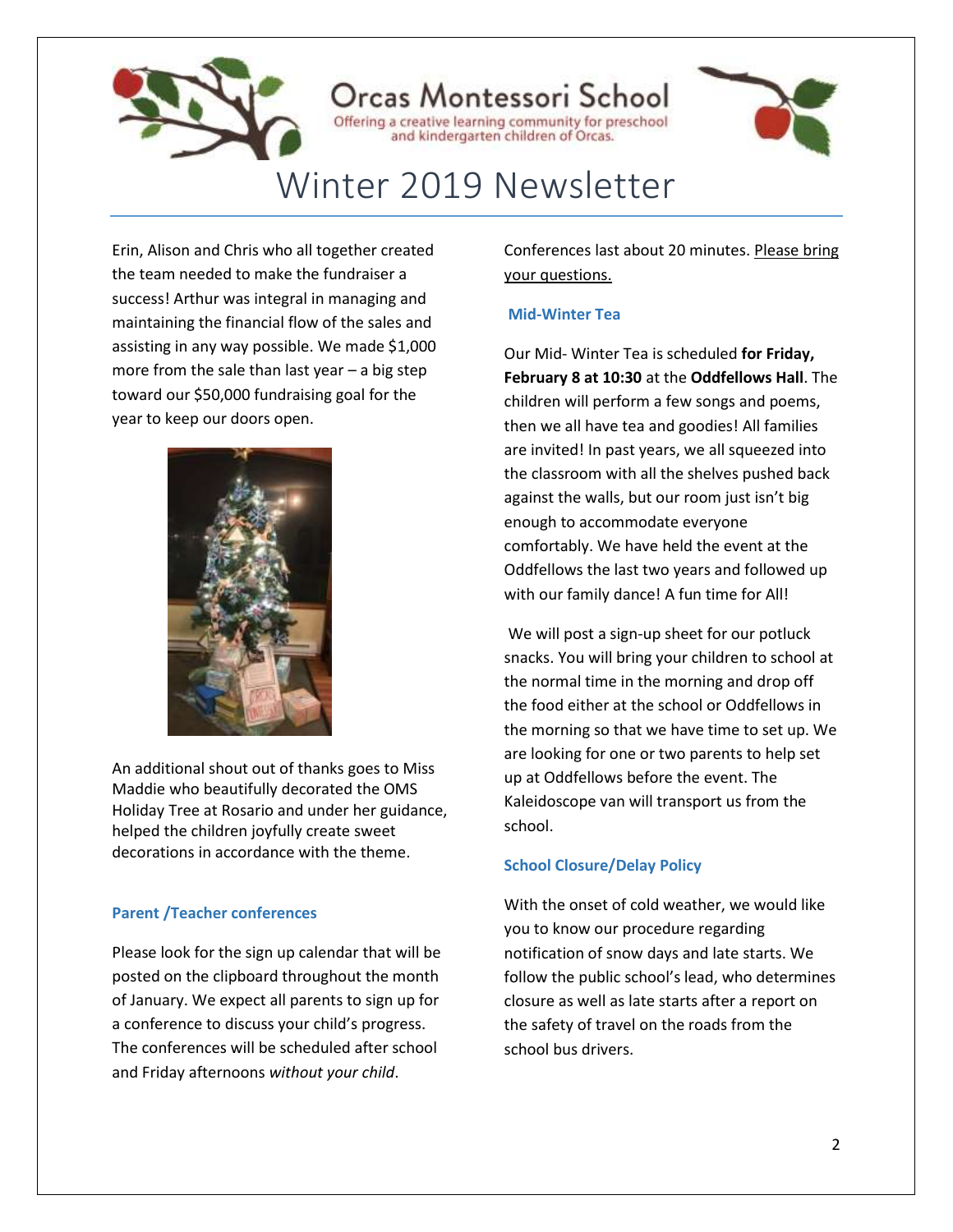# Orcas Montessori School

Offering a creative learning community for preschool and kindergarten children of Orcas.

# Winter 2019 Newsletter

Erin, Alison and Chris who all together created the team needed to make the fundraiser a success! Arthur was integral in managing and maintaining the financial flow of the sales and assisting in any way possible. We made $1,000 more from the sale than last year – a big step toward our $50,000 fundraising goal for the year to keep our doors open.

An additional shout out of thanks goes to Miss Maddie who beautifully decorated the OMS Holiday Tree at Rosario and under her guidance, helped the children joyfully create sweet decorations in accordance with the theme.

### Parent /Teacher conferences

Please look for the sign up calendar that will be posted on the clipboard throughout the month of January. We expect all parents to sign up for a conference to discuss your child's progress. The conferences will be scheduled after school and Friday afternoons *without your child*.

Conferences last about 20 minutes. Please bring your questions.

### Mid-Winter Tea

Our Mid- Winter Tea is scheduled **for Friday, February 8 at 10:30** at the **Oddfellows Hall**. The children will perform a few songs and poems, then we all have tea and goodies! All families are invited! In past years, we all squeezed into the classroom with all the shelves pushed back against the walls, but our room just isn't big enough to accommodate everyone comfortably. We have held the event at the Oddfellows the last two years and followed up with our family dance! A fun time for All!

We will post a sign-up sheet for our potluck snacks. You will bring your children to school at the normal time in the morning and drop off the food either at the school or Oddfellows in the morning so that we have time to set up. We are looking for one or two parents to help set up at Oddfellows before the event. The Kaleidoscope van will transport us from the school.

### School Closure/Delay Policy

With the onset of cold weather, we would like you to know our procedure regarding notification of snow days and late starts. We follow the public school's lead, who determines closure as well as late starts after a report on the safety of travel on the roads from the school bus drivers.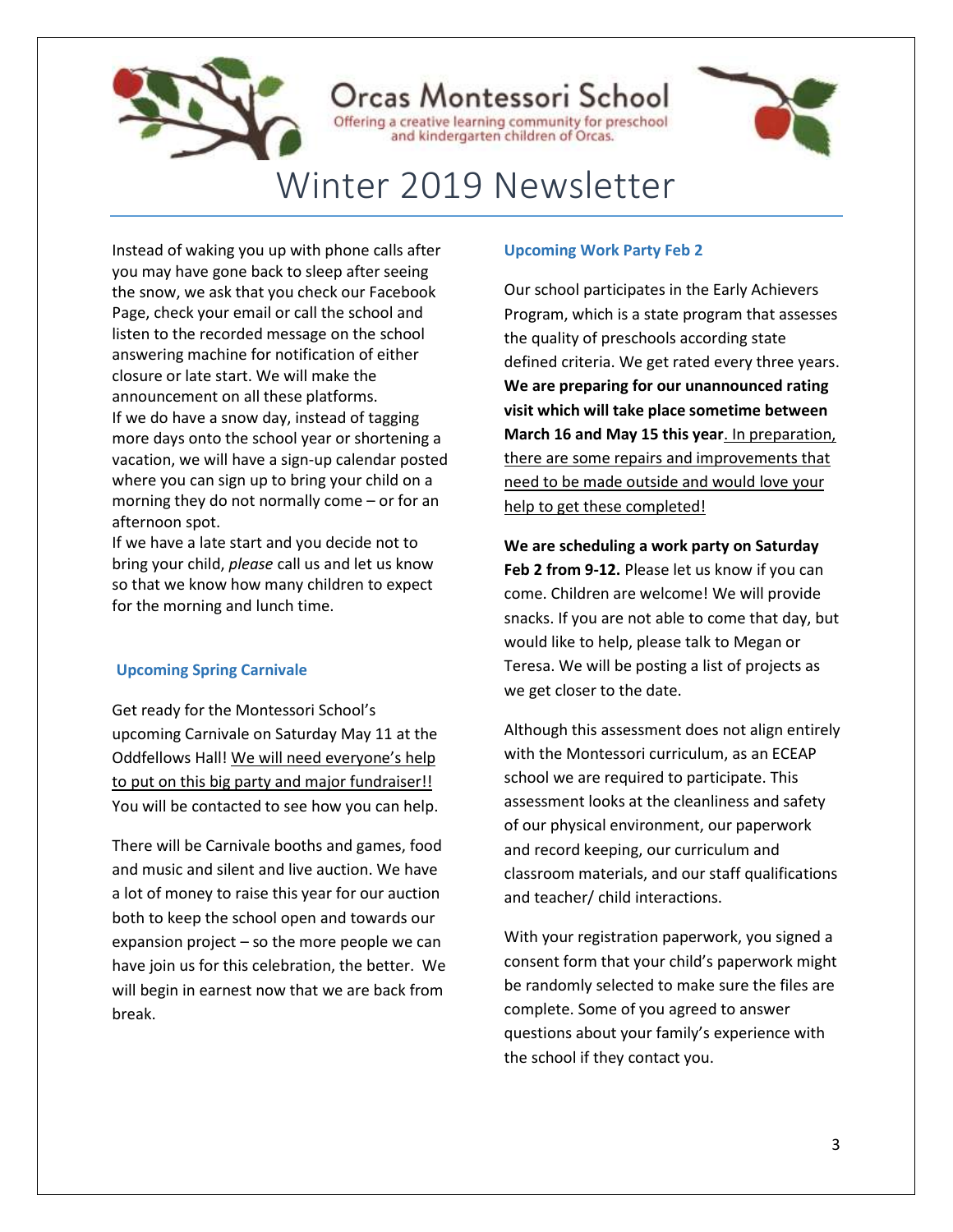Orcas Montessori School

Offering a creative learning community for preschool and kindergarten children of Orcas.

# Winter 2019 Newsletter

Instead of waking you up with phone calls after you may have gone back to sleep after seeing the snow, we ask that you check our Facebook Page, check your email or call the school and listen to the recorded message on the school answering machine for notification of either closure or late start. We will make the announcement on all these platforms.

If we do have a snow day, instead of tagging more days onto the school year or shortening a vacation, we will have a sign-up calendar posted where you can sign up to bring your child on a morning they do not normally come – or for an afternoon spot.

If we have a late start and you decide not to bring your child, *please* call us and let us know so that we know how many children to expect for the morning and lunch time.

## Upcoming Spring Carnivale

Get ready for the Montessori School's upcoming Carnivale on Saturday May 11 at the Oddfellows Hall! <u>We will need everyone's help to put on this big party and major fundraiser!!</u> You will be contacted to see how you can help.

There will be Carnivale booths and games, food and music and silent and live auction. We have a lot of money to raise this year for our auction both to keep the school open and towards our expansion project – so the more people we can have join us for this celebration, the better. We will begin in earnest now that we are back from break.

## Upcoming Work Party Feb 2

Our school participates in the Early Achievers Program, which is a state program that assesses the quality of preschools according state defined criteria. We get rated every three years. **We are preparing for our unannounced rating visit which will take place sometime between March 16 and May 15 this year**<u>. In preparation, there are some repairs and improvements that need to be made outside and would love your help to get these completed!</u>

**We are scheduling a work party on Saturday Feb 2 from 9-12.** Please let us know if you can come. Children are welcome! We will provide snacks. If you are not able to come that day, but would like to help, please talk to Megan or Teresa. We will be posting a list of projects as we get closer to the date.

Although this assessment does not align entirely with the Montessori curriculum, as an ECEAP school we are required to participate. This assessment looks at the cleanliness and safety of our physical environment, our paperwork and record keeping, our curriculum and classroom materials, and our staff qualifications and teacher/ child interactions.

With your registration paperwork, you signed a consent form that your child's paperwork might be randomly selected to make sure the files are complete. Some of you agreed to answer questions about your family's experience with the school if they contact you.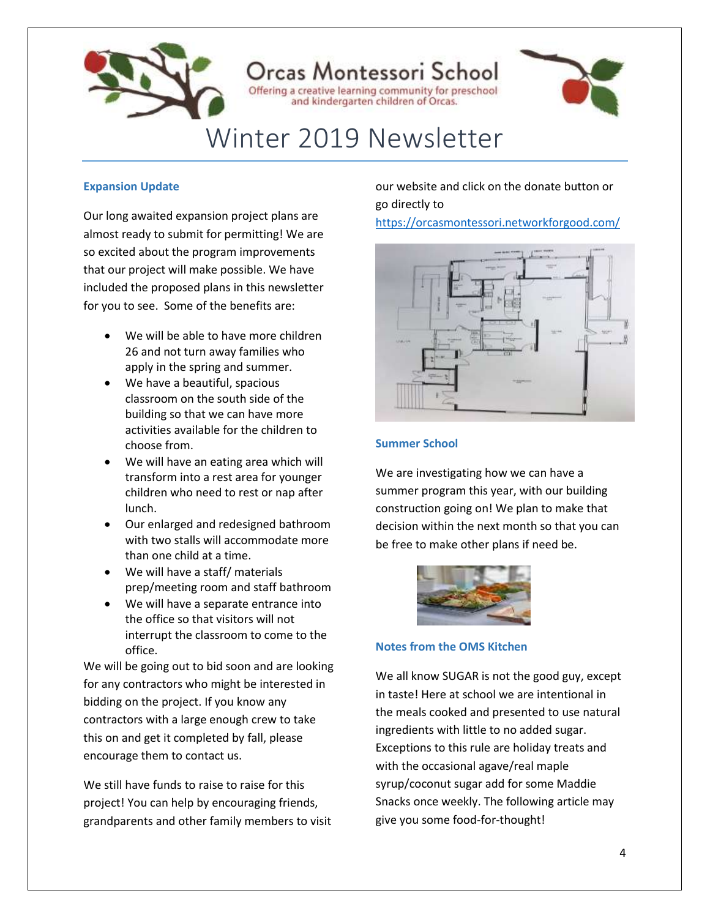# Orcas Montessori School

Offering a creative learning community for preschool and kindergarten children of Orcas.

# Winter 2019 Newsletter

### Expansion Update

Our long awaited expansion project plans are almost ready to submit for permitting! We are so excited about the program improvements that our project will make possible. We have included the proposed plans in this newsletter for you to see. Some of the benefits are:

- We will be able to have more children 26 and not turn away families who apply in the spring and summer.
- We have a beautiful, spacious classroom on the south side of the building so that we can have more activities available for the children to choose from.
- We will have an eating area which will transform into a rest area for younger children who need to rest or nap after lunch.
- Our enlarged and redesigned bathroom with two stalls will accommodate more than one child at a time.
- We will have a staff/ materials prep/meeting room and staff bathroom
- We will have a separate entrance into the office so that visitors will not interrupt the classroom to come to the office.

We will be going out to bid soon and are looking for any contractors who might be interested in bidding on the project. If you know any contractors with a large enough crew to take this on and get it completed by fall, please encourage them to contact us.

We still have funds to raise to raise for this project! You can help by encouraging friends, grandparents and other family members to visit our website and click on the donate button or go directly to https://orcasmontessori.networkforgood.com/

### Summer School

We are investigating how we can have a summer program this year, with our building construction going on! We plan to make that decision within the next month so that you can be free to make other plans if need be.

### Notes from the OMS Kitchen

We all know SUGAR is not the good guy, except in taste! Here at school we are intentional in the meals cooked and presented to use natural ingredients with little to no added sugar. Exceptions to this rule are holiday treats and with the occasional agave/real maple syrup/coconut sugar add for some Maddie Snacks once weekly. The following article may give you some food-for-thought!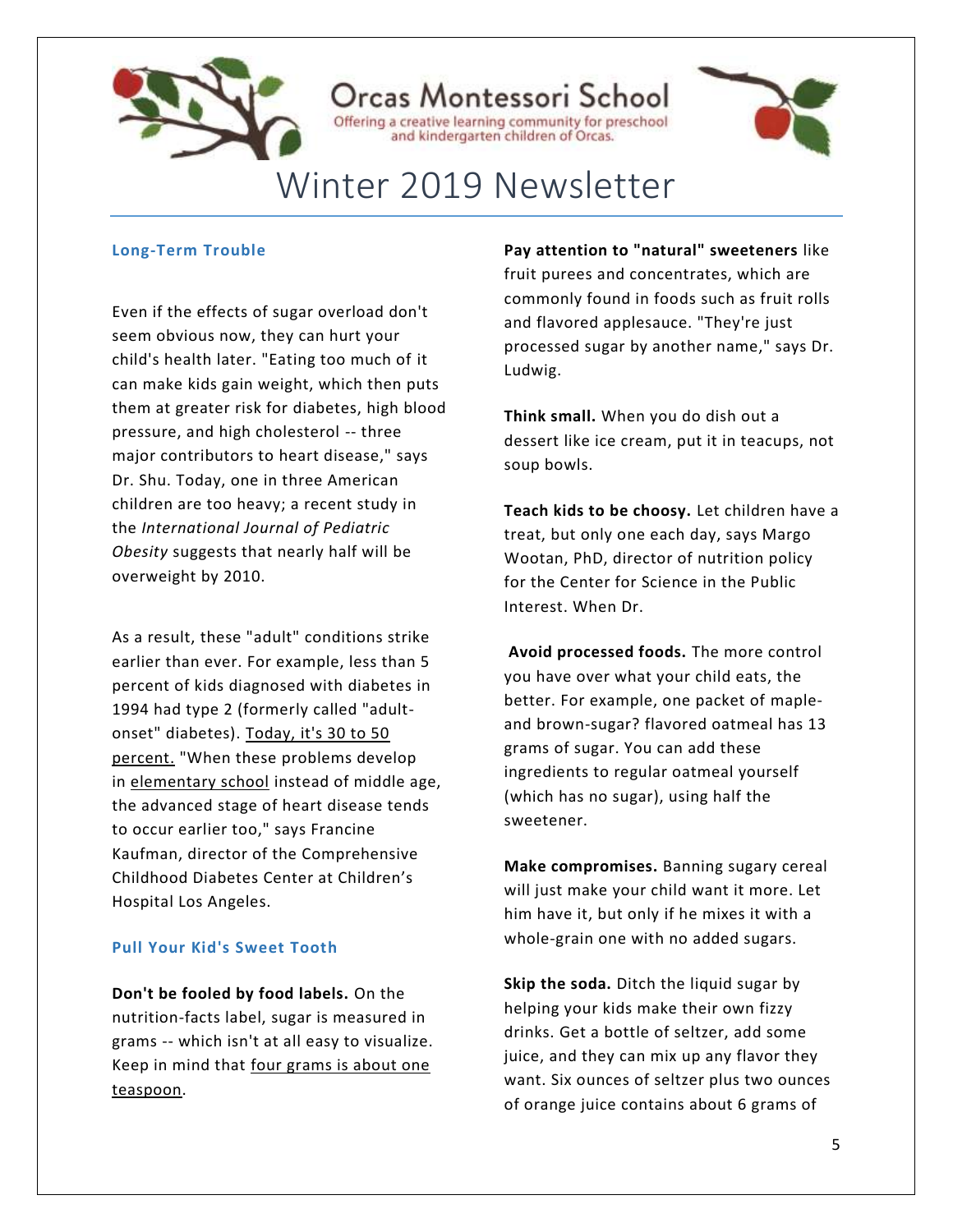# Orcas Montessori School

Offering a creative learning community for preschool and kindergarten children of Orcas.

# Winter 2019 Newsletter

### Long-Term Trouble

Even if the effects of sugar overload don't seem obvious now, they can hurt your child's health later. "Eating too much of it can make kids gain weight, which then puts them at greater risk for diabetes, high blood pressure, and high cholesterol -- three major contributors to heart disease," says Dr. Shu. Today, one in three American children are too heavy; a recent study in the *International Journal of Pediatric Obesity* suggests that nearly half will be overweight by 2010.

As a result, these "adult" conditions strike earlier than ever. For example, less than 5 percent of kids diagnosed with diabetes in 1994 had type 2 (formerly called "adult-onset" diabetes). Today, it's 30 to 50 percent. "When these problems develop in elementary school instead of middle age, the advanced stage of heart disease tends to occur earlier too," says Francine Kaufman, director of the Comprehensive Childhood Diabetes Center at Children's Hospital Los Angeles.

### Pull Your Kid's Sweet Tooth

**Don't be fooled by food labels.** On the nutrition-facts label, sugar is measured in grams -- which isn't at all easy to visualize. Keep in mind that four grams is about one teaspoon.

**Pay attention to "natural" sweeteners** like fruit purees and concentrates, which are commonly found in foods such as fruit rolls and flavored applesauce. "They're just processed sugar by another name," says Dr. Ludwig.

**Think small.** When you do dish out a dessert like ice cream, put it in teacups, not soup bowls.

**Teach kids to be choosy.** Let children have a treat, but only one each day, says Margo Wootan, PhD, director of nutrition policy for the Center for Science in the Public Interest. When Dr.

**Avoid processed foods.** The more control you have over what your child eats, the better. For example, one packet of maple- and brown-sugar? flavored oatmeal has 13 grams of sugar. You can add these ingredients to regular oatmeal yourself (which has no sugar), using half the sweetener.

**Make compromises.** Banning sugary cereal will just make your child want it more. Let him have it, but only if he mixes it with a whole-grain one with no added sugars.

**Skip the soda.** Ditch the liquid sugar by helping your kids make their own fizzy drinks. Get a bottle of seltzer, add some juice, and they can mix up any flavor they want. Six ounces of seltzer plus two ounces of orange juice contains about 6 grams of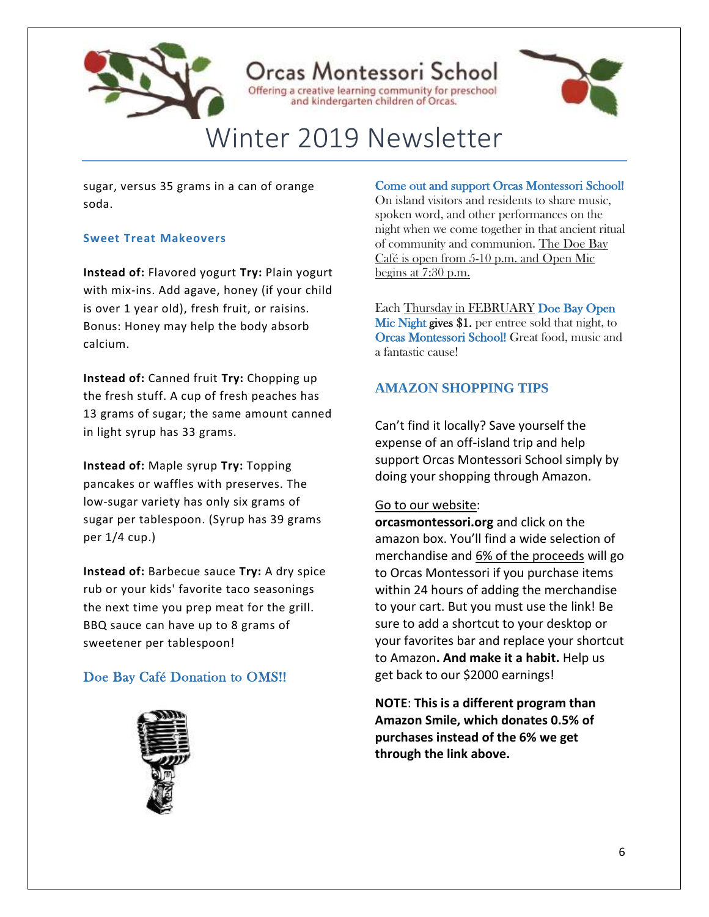sugar, versus 35 grams in a can of orange soda.

### Sweet Treat Makeovers

**Instead of:** Flavored yogurt **Try:** Plain yogurt with mix-ins. Add agave, honey (if your child is over 1 year old), fresh fruit, or raisins. Bonus: Honey may help the body absorb calcium.

**Instead of:** Canned fruit **Try:** Chopping up the fresh stuff. A cup of fresh peaches has 13 grams of sugar; the same amount canned in light syrup has 33 grams.

**Instead of:** Maple syrup **Try:** Topping pancakes or waffles with preserves. The low-sugar variety has only six grams of sugar per tablespoon. (Syrup has 39 grams per 1/4 cup.)

**Instead of:** Barbecue sauce **Try:** A dry spice rub or your kids' favorite taco seasonings the next time you prep meat for the grill. BBQ sauce can have up to 8 grams of sweetener per tablespoon!

### Doe Bay Café Donation to OMS!!

Come out and support Orcas Montessori School!
On island visitors and residents to share music, spoken word, and other performances on the night when we come together in that ancient ritual of community and communion. The Doe Bay Café is open from 5-10 p.m. and Open Mic begins at 7:30 p.m.

Each Thursday in FEBRUARY Doe Bay Open Mic Night **gives $1.** per entree sold that night, to Orcas Montessori School! Great food, music and a fantastic cause!

### AMAZON SHOPPING TIPS

Can't find it locally? Save yourself the expense of an off-island trip and help support Orcas Montessori School simply by doing your shopping through Amazon.

Go to our website:
**orcasmontessori.org** and click on the amazon box. You'll find a wide selection of merchandise and 6% of the proceeds will go to Orcas Montessori if you purchase items within 24 hours of adding the merchandise to your cart. But you must use the link! Be sure to add a shortcut to your desktop or your favorites bar and replace your shortcut to Amazon**. And make it a habit.** Help us get back to our $2000 earnings!

**NOTE**: **This is a different program than Amazon Smile, which donates 0.5% of purchases instead of the 6% we get through the link above.**